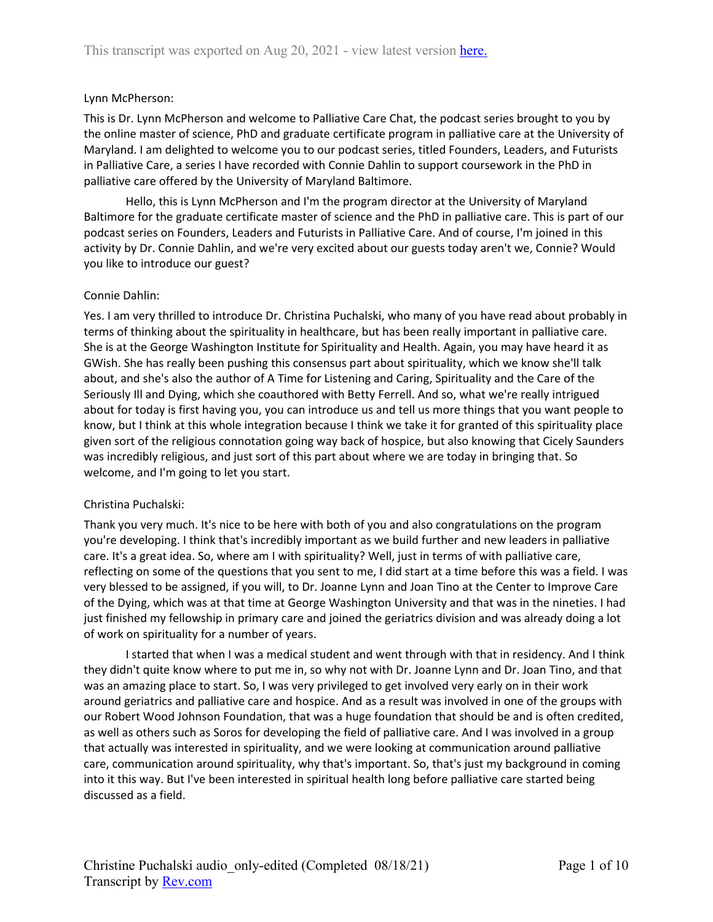Lynn McPherson:

This is Dr. Lynn McPherson and welcome to Palliative Care Chat, the podcast series brought to you by the online master of science, PhD and graduate certificate program in palliative care at the University of Maryland. I am delighted to welcome you to our podcast series, titled Founders, Leaders, and Futurists in Palliative Care, a series I have recorded with Connie Dahlin to support coursework in the PhD in palliative care offered by the University of Maryland Baltimore.

Hello, this is Lynn McPherson and I'm the program director at the University of Maryland Baltimore for the graduate certificate master of science and the PhD in palliative care. This is part of our podcast series on Founders, Leaders and Futurists in Palliative Care. And of course, I'm joined in this activity by Dr. Connie Dahlin, and we're very excited about our guests today aren't we, Connie? Would you like to introduce our guest?

Connie Dahlin:

Yes. I am very thrilled to introduce Dr. Christina Puchalski, who many of you have read about probably in terms of thinking about the spirituality in healthcare, but has been really important in palliative care. She is at the George Washington Institute for Spirituality and Health. Again, you may have heard it as GWish. She has really been pushing this consensus part about spirituality, which we know she'll talk about, and she's also the author of A Time for Listening and Caring, Spirituality and the Care of the Seriously Ill and Dying, which she coauthored with Betty Ferrell. And so, what we're really intrigued about for today is first having you, you can introduce us and tell us more things that you want people to know, but I think at this whole integration because I think we take it for granted of this spirituality place given sort of the religious connotation going way back of hospice, but also knowing that Cicely Saunders was incredibly religious, and just sort of this part about where we are today in bringing that. So welcome, and I'm going to let you start.

Christina Puchalski:

Thank you very much. It's nice to be here with both of you and also congratulations on the program you're developing. I think that's incredibly important as we build further and new leaders in palliative care. It's a great idea. So, where am I with spirituality? Well, just in terms of with palliative care, reflecting on some of the questions that you sent to me, I did start at a time before this was a field. I was very blessed to be assigned, if you will, to Dr. Joanne Lynn and Joan Tino at the Center to Improve Care of the Dying, which was at that time at George Washington University and that was in the nineties. I had just finished my fellowship in primary care and joined the geriatrics division and was already doing a lot of work on spirituality for a number of years.

I started that when I was a medical student and went through with that in residency. And I think they didn't quite know where to put me in, so why not with Dr. Joanne Lynn and Dr. Joan Tino, and that was an amazing place to start. So, I was very privileged to get involved very early on in their work around geriatrics and palliative care and hospice. And as a result was involved in one of the groups with our Robert Wood Johnson Foundation, that was a huge foundation that should be and is often credited, as well as others such as Soros for developing the field of palliative care. And I was involved in a group that actually was interested in spirituality, and we were looking at communication around palliative care, communication around spirituality, why that's important. So, that's just my background in coming into it this way. But I've been interested in spiritual health long before palliative care started being discussed as a field.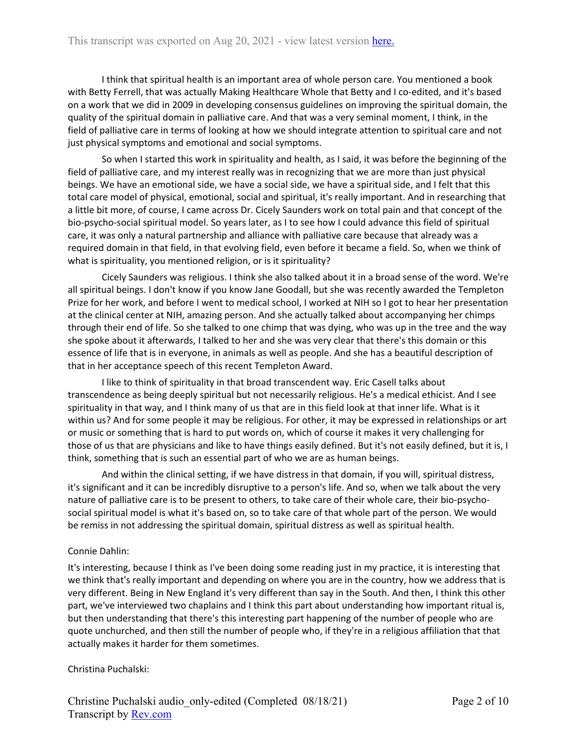I think that spiritual health is an important area of whole person care. You mentioned a book with Betty Ferrell, that was actually Making Healthcare Whole that Betty and I co-edited, and it's based on a work that we did in 2009 in developing consensus guidelines on improving the spiritual domain, the quality of the spiritual domain in palliative care. And that was a very seminal moment, I think, in the field of palliative care in terms of looking at how we should integrate attention to spiritual care and not just physical symptoms and emotional and social symptoms.

So when I started this work in spirituality and health, as I said, it was before the beginning of the field of palliative care, and my interest really was in recognizing that we are more than just physical beings. We have an emotional side, we have a social side, we have a spiritual side, and I felt that this total care model of physical, emotional, social and spiritual, it's really important. And in researching that a little bit more, of course, I came across Dr. Cicely Saunders work on total pain and that concept of the bio-psycho-social spiritual model. So years later, as I to see how I could advance this field of spiritual care, it was only a natural partnership and alliance with palliative care because that already was a required domain in that field, in that evolving field, even before it became a field. So, when we think of what is spirituality, you mentioned religion, or is it spirituality?

Cicely Saunders was religious. I think she also talked about it in a broad sense of the word. We're all spiritual beings. I don't know if you know Jane Goodall, but she was recently awarded the Templeton Prize for her work, and before I went to medical school, I worked at NIH so I got to hear her presentation at the clinical center at NIH, amazing person. And she actually talked about accompanying her chimps through their end of life. So she talked to one chimp that was dying, who was up in the tree and the way she spoke about it afterwards, I talked to her and she was very clear that there's this domain or this essence of life that is in everyone, in animals as well as people. And she has a beautiful description of that in her acceptance speech of this recent Templeton Award.

I like to think of spirituality in that broad transcendent way. Eric Casell talks about transcendence as being deeply spiritual but not necessarily religious. He's a medical ethicist. And I see spirituality in that way, and I think many of us that are in this field look at that inner life. What is it within us? And for some people it may be religious. For other, it may be expressed in relationships or art or music or something that is hard to put words on, which of course it makes it very challenging for those of us that are physicians and like to have things easily defined. But it's not easily defined, but it is, I think, something that is such an essential part of who we are as human beings.

And within the clinical setting, if we have distress in that domain, if you will, spiritual distress, it's significant and it can be incredibly disruptive to a person's life. And so, when we talk about the very nature of palliative care is to be present to others, to take care of their whole care, their bio-psycho-social spiritual model is what it's based on, so to take care of that whole part of the person. We would be remiss in not addressing the spiritual domain, spiritual distress as well as spiritual health.

Connie Dahlin:

It's interesting, because I think as I've been doing some reading just in my practice, it is interesting that we think that's really important and depending on where you are in the country, how we address that is very different. Being in New England it's very different than say in the South. And then, I think this other part, we've interviewed two chaplains and I think this part about understanding how important ritual is, but then understanding that there's this interesting part happening of the number of people who are quote unchurched, and then still the number of people who, if they're in a religious affiliation that that actually makes it harder for them sometimes.

Christina Puchalski: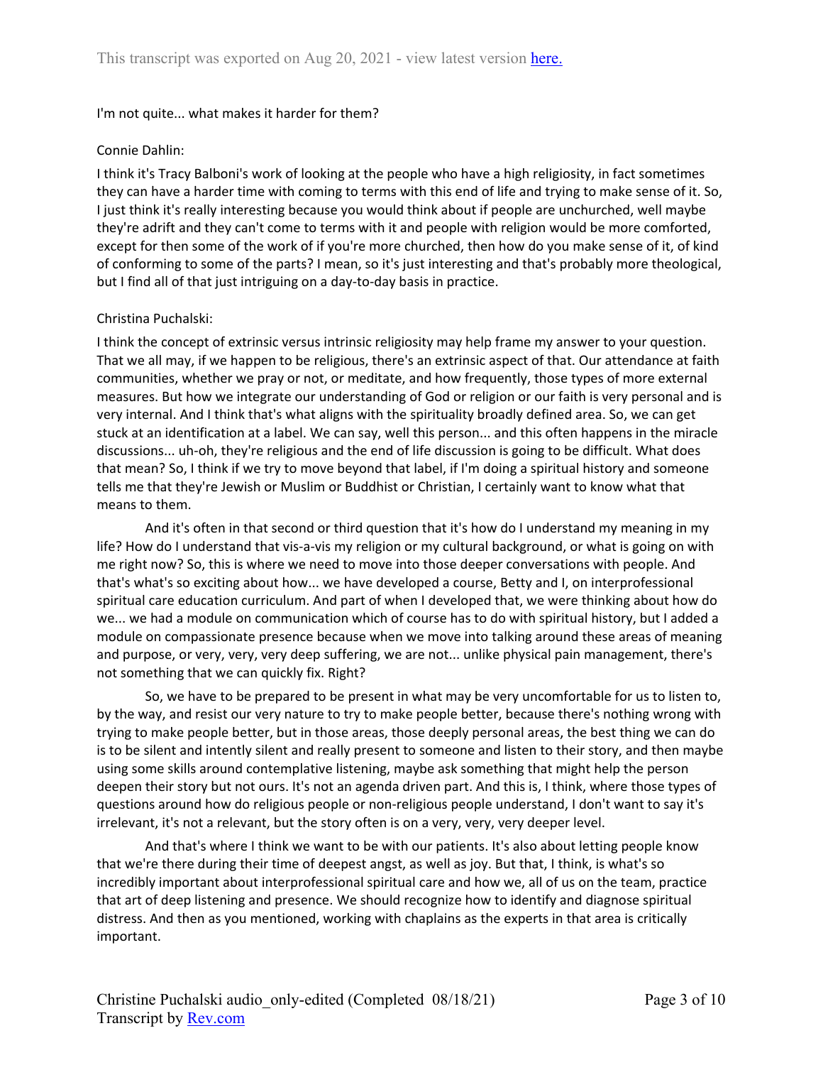I'm not quite... what makes it harder for them?

Connie Dahlin:

I think it's Tracy Balboni's work of looking at the people who have a high religiosity, in fact sometimes they can have a harder time with coming to terms with this end of life and trying to make sense of it. So, I just think it's really interesting because you would think about if people are unchurched, well maybe they're adrift and they can't come to terms with it and people with religion would be more comforted, except for then some of the work of if you're more churched, then how do you make sense of it, of kind of conforming to some of the parts? I mean, so it's just interesting and that's probably more theological, but I find all of that just intriguing on a day-to-day basis in practice.

Christina Puchalski:

I think the concept of extrinsic versus intrinsic religiosity may help frame my answer to your question. That we all may, if we happen to be religious, there's an extrinsic aspect of that. Our attendance at faith communities, whether we pray or not, or meditate, and how frequently, those types of more external measures. But how we integrate our understanding of God or religion or our faith is very personal and is very internal. And I think that's what aligns with the spirituality broadly defined area. So, we can get stuck at an identification at a label. We can say, well this person... and this often happens in the miracle discussions... uh-oh, they're religious and the end of life discussion is going to be difficult. What does that mean? So, I think if we try to move beyond that label, if I'm doing a spiritual history and someone tells me that they're Jewish or Muslim or Buddhist or Christian, I certainly want to know what that means to them.

And it's often in that second or third question that it's how do I understand my meaning in my life? How do I understand that vis-a-vis my religion or my cultural background, or what is going on with me right now? So, this is where we need to move into those deeper conversations with people. And that's what's so exciting about how... we have developed a course, Betty and I, on interprofessional spiritual care education curriculum. And part of when I developed that, we were thinking about how do we... we had a module on communication which of course has to do with spiritual history, but I added a module on compassionate presence because when we move into talking around these areas of meaning and purpose, or very, very, very deep suffering, we are not... unlike physical pain management, there's not something that we can quickly fix. Right?

So, we have to be prepared to be present in what may be very uncomfortable for us to listen to, by the way, and resist our very nature to try to make people better, because there's nothing wrong with trying to make people better, but in those areas, those deeply personal areas, the best thing we can do is to be silent and intently silent and really present to someone and listen to their story, and then maybe using some skills around contemplative listening, maybe ask something that might help the person deepen their story but not ours. It's not an agenda driven part. And this is, I think, where those types of questions around how do religious people or non-religious people understand, I don't want to say it's irrelevant, it's not a relevant, but the story often is on a very, very, very deeper level.

And that's where I think we want to be with our patients. It's also about letting people know that we're there during their time of deepest angst, as well as joy. But that, I think, is what's so incredibly important about interprofessional spiritual care and how we, all of us on the team, practice that art of deep listening and presence. We should recognize how to identify and diagnose spiritual distress. And then as you mentioned, working with chaplains as the experts in that area is critically important.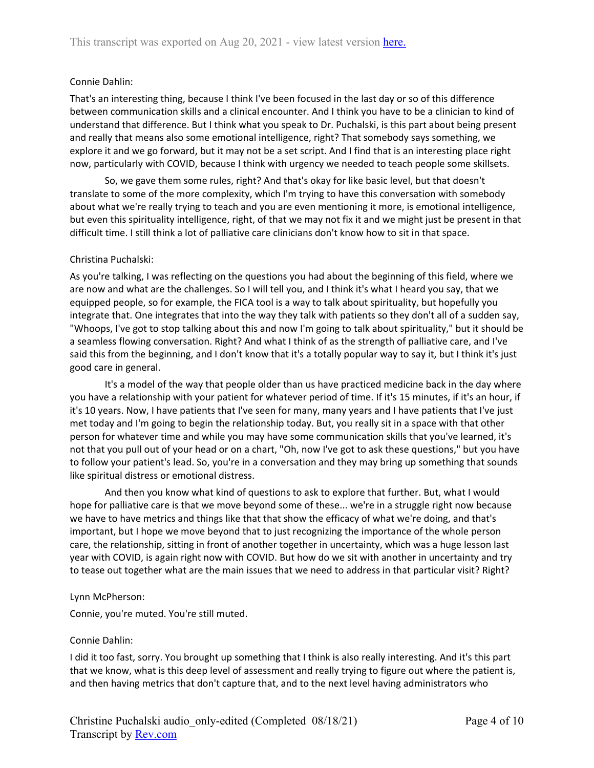Connie Dahlin:

That's an interesting thing, because I think I've been focused in the last day or so of this difference between communication skills and a clinical encounter. And I think you have to be a clinician to kind of understand that difference. But I think what you speak to Dr. Puchalski, is this part about being present and really that means also some emotional intelligence, right? That somebody says something, we explore it and we go forward, but it may not be a set script. And I find that is an interesting place right now, particularly with COVID, because I think with urgency we needed to teach people some skillsets.

So, we gave them some rules, right? And that's okay for like basic level, but that doesn't translate to some of the more complexity, which I'm trying to have this conversation with somebody about what we're really trying to teach and you are even mentioning it more, is emotional intelligence, but even this spirituality intelligence, right, of that we may not fix it and we might just be present in that difficult time. I still think a lot of palliative care clinicians don't know how to sit in that space.

Christina Puchalski:

As you're talking, I was reflecting on the questions you had about the beginning of this field, where we are now and what are the challenges. So I will tell you, and I think it's what I heard you say, that we equipped people, so for example, the FICA tool is a way to talk about spirituality, but hopefully you integrate that. One integrates that into the way they talk with patients so they don't all of a sudden say, "Whoops, I've got to stop talking about this and now I'm going to talk about spirituality," but it should be a seamless flowing conversation. Right? And what I think of as the strength of palliative care, and I've said this from the beginning, and I don't know that it's a totally popular way to say it, but I think it's just good care in general.

It's a model of the way that people older than us have practiced medicine back in the day where you have a relationship with your patient for whatever period of time. If it's 15 minutes, if it's an hour, if it's 10 years. Now, I have patients that I've seen for many, many years and I have patients that I've just met today and I'm going to begin the relationship today. But, you really sit in a space with that other person for whatever time and while you may have some communication skills that you've learned, it's not that you pull out of your head or on a chart, "Oh, now I've got to ask these questions," but you have to follow your patient's lead. So, you're in a conversation and they may bring up something that sounds like spiritual distress or emotional distress.

And then you know what kind of questions to ask to explore that further. But, what I would hope for palliative care is that we move beyond some of these... we're in a struggle right now because we have to have metrics and things like that that show the efficacy of what we're doing, and that's important, but I hope we move beyond that to just recognizing the importance of the whole person care, the relationship, sitting in front of another together in uncertainty, which was a huge lesson last year with COVID, is again right now with COVID. But how do we sit with another in uncertainty and try to tease out together what are the main issues that we need to address in that particular visit? Right?

Lynn McPherson:

Connie, you're muted. You're still muted.

Connie Dahlin:

I did it too fast, sorry. You brought up something that I think is also really interesting. And it's this part that we know, what is this deep level of assessment and really trying to figure out where the patient is, and then having metrics that don't capture that, and to the next level having administrators who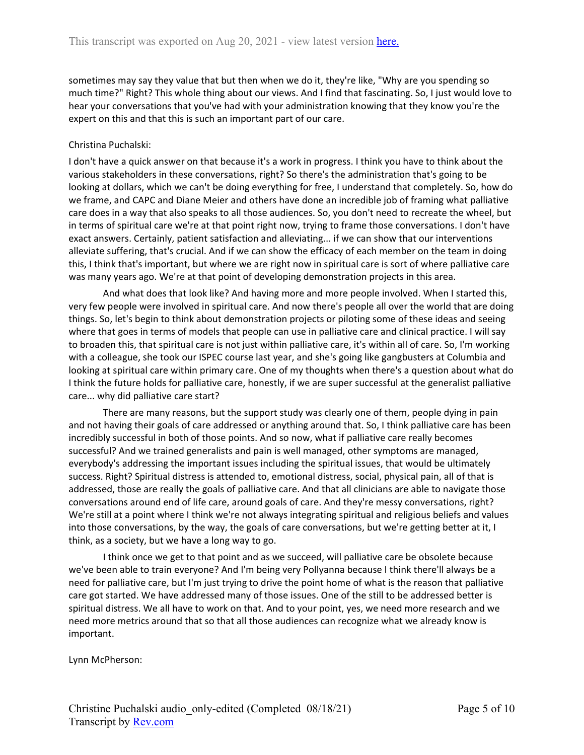sometimes may say they value that but then when we do it, they're like, "Why are you spending so much time?" Right? This whole thing about our views. And I find that fascinating. So, I just would love to hear your conversations that you've had with your administration knowing that they know you're the expert on this and that this is such an important part of our care.

Christina Puchalski:

I don't have a quick answer on that because it's a work in progress. I think you have to think about the various stakeholders in these conversations, right? So there's the administration that's going to be looking at dollars, which we can't be doing everything for free, I understand that completely. So, how do we frame, and CAPC and Diane Meier and others have done an incredible job of framing what palliative care does in a way that also speaks to all those audiences. So, you don't need to recreate the wheel, but in terms of spiritual care we're at that point right now, trying to frame those conversations. I don't have exact answers. Certainly, patient satisfaction and alleviating... if we can show that our interventions alleviate suffering, that's crucial. And if we can show the efficacy of each member on the team in doing this, I think that's important, but where we are right now in spiritual care is sort of where palliative care was many years ago. We're at that point of developing demonstration projects in this area.

And what does that look like? And having more and more people involved. When I started this, very few people were involved in spiritual care. And now there's people all over the world that are doing things. So, let's begin to think about demonstration projects or piloting some of these ideas and seeing where that goes in terms of models that people can use in palliative care and clinical practice. I will say to broaden this, that spiritual care is not just within palliative care, it's within all of care. So, I'm working with a colleague, she took our ISPEC course last year, and she's going like gangbusters at Columbia and looking at spiritual care within primary care. One of my thoughts when there's a question about what do I think the future holds for palliative care, honestly, if we are super successful at the generalist palliative care... why did palliative care start?

There are many reasons, but the support study was clearly one of them, people dying in pain and not having their goals of care addressed or anything around that. So, I think palliative care has been incredibly successful in both of those points. And so now, what if palliative care really becomes successful? And we trained generalists and pain is well managed, other symptoms are managed, everybody's addressing the important issues including the spiritual issues, that would be ultimately success. Right? Spiritual distress is attended to, emotional distress, social, physical pain, all of that is addressed, those are really the goals of palliative care. And that all clinicians are able to navigate those conversations around end of life care, around goals of care. And they're messy conversations, right? We're still at a point where I think we're not always integrating spiritual and religious beliefs and values into those conversations, by the way, the goals of care conversations, but we're getting better at it, I think, as a society, but we have a long way to go.

I think once we get to that point and as we succeed, will palliative care be obsolete because we've been able to train everyone? And I'm being very Pollyanna because I think there'll always be a need for palliative care, but I'm just trying to drive the point home of what is the reason that palliative care got started. We have addressed many of those issues. One of the still to be addressed better is spiritual distress. We all have to work on that. And to your point, yes, we need more research and we need more metrics around that so that all those audiences can recognize what we already know is important.

Lynn McPherson: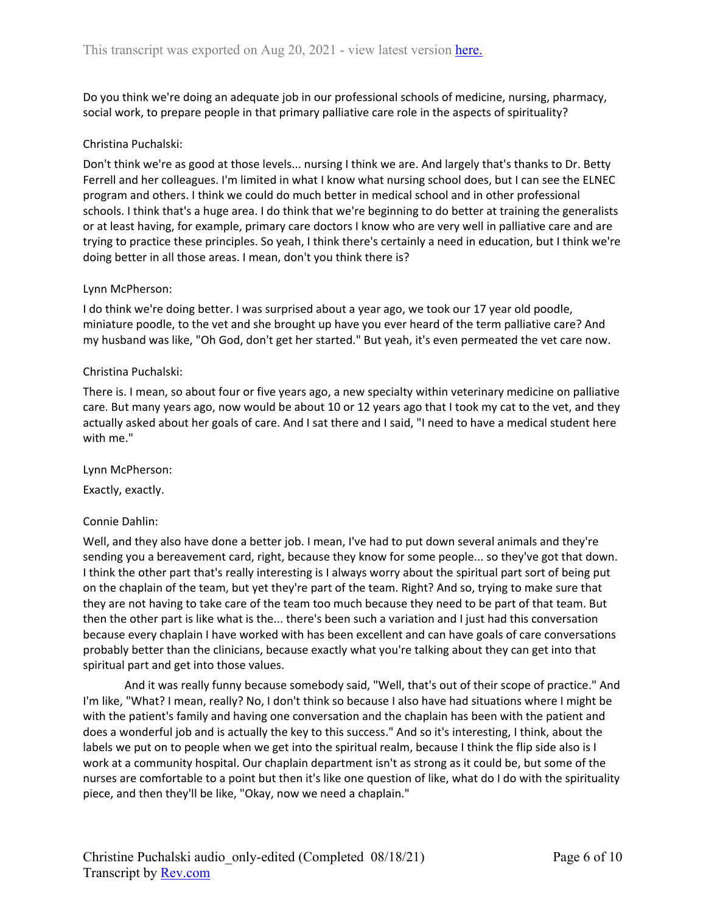Do you think we're doing an adequate job in our professional schools of medicine, nursing, pharmacy, social work, to prepare people in that primary palliative care role in the aspects of spirituality?

Christina Puchalski:

Don't think we're as good at those levels... nursing I think we are. And largely that's thanks to Dr. Betty Ferrell and her colleagues. I'm limited in what I know what nursing school does, but I can see the ELNEC program and others. I think we could do much better in medical school and in other professional schools. I think that's a huge area. I do think that we're beginning to do better at training the generalists or at least having, for example, primary care doctors I know who are very well in palliative care and are trying to practice these principles. So yeah, I think there's certainly a need in education, but I think we're doing better in all those areas. I mean, don't you think there is?

Lynn McPherson:

I do think we're doing better. I was surprised about a year ago, we took our 17 year old poodle, miniature poodle, to the vet and she brought up have you ever heard of the term palliative care? And my husband was like, "Oh God, don't get her started." But yeah, it's even permeated the vet care now.

Christina Puchalski:

There is. I mean, so about four or five years ago, a new specialty within veterinary medicine on palliative care. But many years ago, now would be about 10 or 12 years ago that I took my cat to the vet, and they actually asked about her goals of care. And I sat there and I said, "I need to have a medical student here with me."

Lynn McPherson:

Exactly, exactly.

Connie Dahlin:

Well, and they also have done a better job. I mean, I've had to put down several animals and they're sending you a bereavement card, right, because they know for some people... so they've got that down. I think the other part that's really interesting is I always worry about the spiritual part sort of being put on the chaplain of the team, but yet they're part of the team. Right? And so, trying to make sure that they are not having to take care of the team too much because they need to be part of that team. But then the other part is like what is the... there's been such a variation and I just had this conversation because every chaplain I have worked with has been excellent and can have goals of care conversations probably better than the clinicians, because exactly what you're talking about they can get into that spiritual part and get into those values.

And it was really funny because somebody said, "Well, that's out of their scope of practice." And I'm like, "What? I mean, really? No, I don't think so because I also have had situations where I might be with the patient's family and having one conversation and the chaplain has been with the patient and does a wonderful job and is actually the key to this success." And so it's interesting, I think, about the labels we put on to people when we get into the spiritual realm, because I think the flip side also is I work at a community hospital. Our chaplain department isn't as strong as it could be, but some of the nurses are comfortable to a point but then it's like one question of like, what do I do with the spirituality piece, and then they'll be like, "Okay, now we need a chaplain."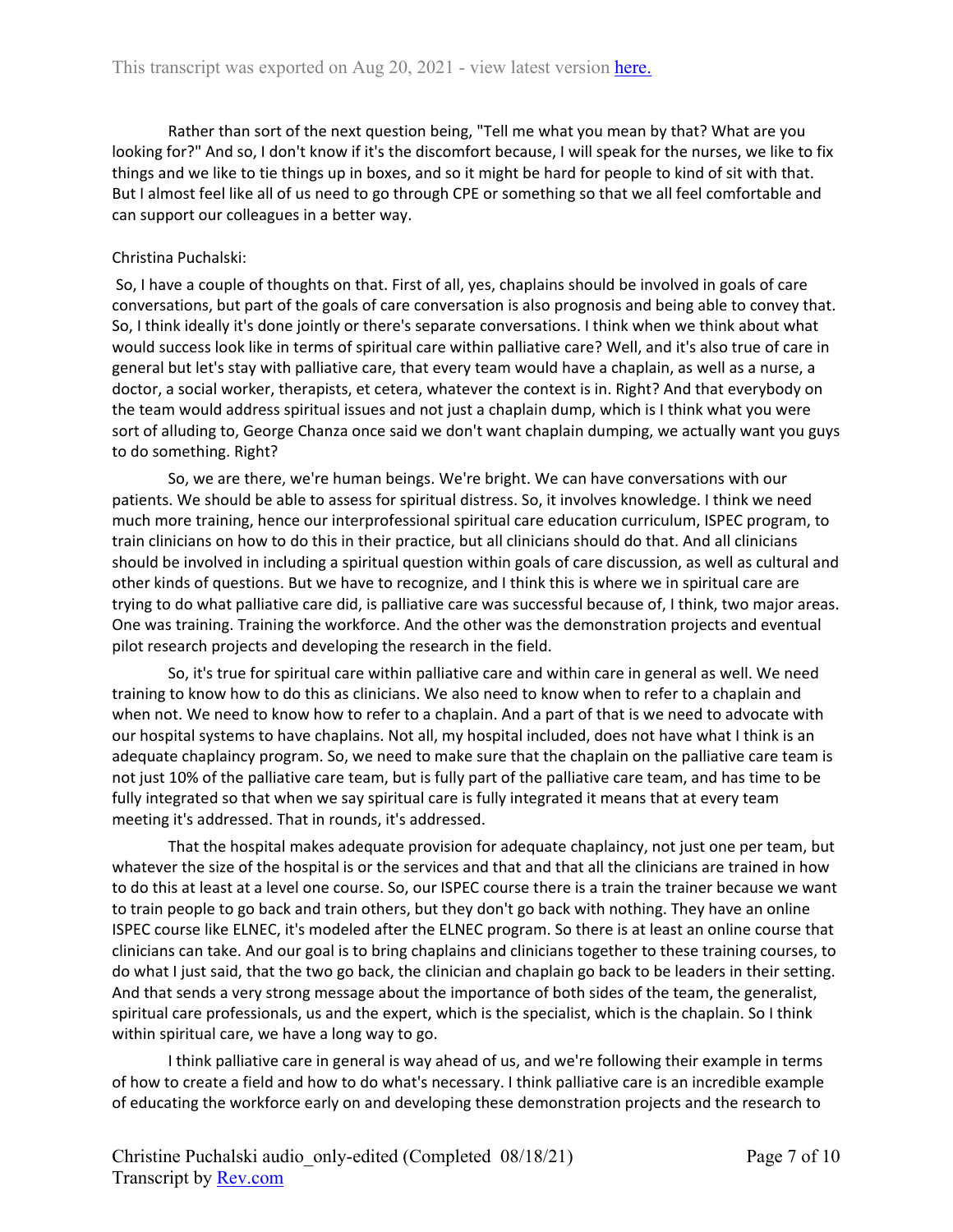Rather than sort of the next question being, "Tell me what you mean by that? What are you looking for?" And so, I don't know if it's the discomfort because, I will speak for the nurses, we like to fix things and we like to tie things up in boxes, and so it might be hard for people to kind of sit with that. But I almost feel like all of us need to go through CPE or something so that we all feel comfortable and can support our colleagues in a better way.

Christina Puchalski:

So, I have a couple of thoughts on that. First of all, yes, chaplains should be involved in goals of care conversations, but part of the goals of care conversation is also prognosis and being able to convey that. So, I think ideally it's done jointly or there's separate conversations. I think when we think about what would success look like in terms of spiritual care within palliative care? Well, and it's also true of care in general but let's stay with palliative care, that every team would have a chaplain, as well as a nurse, a doctor, a social worker, therapists, et cetera, whatever the context is in. Right? And that everybody on the team would address spiritual issues and not just a chaplain dump, which is I think what you were sort of alluding to, George Chanza once said we don't want chaplain dumping, we actually want you guys to do something. Right?

So, we are there, we're human beings. We're bright. We can have conversations with our patients. We should be able to assess for spiritual distress. So, it involves knowledge. I think we need much more training, hence our interprofessional spiritual care education curriculum, ISPEC program, to train clinicians on how to do this in their practice, but all clinicians should do that. And all clinicians should be involved in including a spiritual question within goals of care discussion, as well as cultural and other kinds of questions. But we have to recognize, and I think this is where we in spiritual care are trying to do what palliative care did, is palliative care was successful because of, I think, two major areas. One was training. Training the workforce. And the other was the demonstration projects and eventual pilot research projects and developing the research in the field.

So, it's true for spiritual care within palliative care and within care in general as well. We need training to know how to do this as clinicians. We also need to know when to refer to a chaplain and when not. We need to know how to refer to a chaplain. And a part of that is we need to advocate with our hospital systems to have chaplains. Not all, my hospital included, does not have what I think is an adequate chaplaincy program. So, we need to make sure that the chaplain on the palliative care team is not just 10% of the palliative care team, but is fully part of the palliative care team, and has time to be fully integrated so that when we say spiritual care is fully integrated it means that at every team meeting it's addressed. That in rounds, it's addressed.

That the hospital makes adequate provision for adequate chaplaincy, not just one per team, but whatever the size of the hospital is or the services and that and that all the clinicians are trained in how to do this at least at a level one course. So, our ISPEC course there is a train the trainer because we want to train people to go back and train others, but they don't go back with nothing. They have an online ISPEC course like ELNEC, it's modeled after the ELNEC program. So there is at least an online course that clinicians can take. And our goal is to bring chaplains and clinicians together to these training courses, to do what I just said, that the two go back, the clinician and chaplain go back to be leaders in their setting. And that sends a very strong message about the importance of both sides of the team, the generalist, spiritual care professionals, us and the expert, which is the specialist, which is the chaplain. So I think within spiritual care, we have a long way to go.

I think palliative care in general is way ahead of us, and we're following their example in terms of how to create a field and how to do what's necessary. I think palliative care is an incredible example of educating the workforce early on and developing these demonstration projects and the research to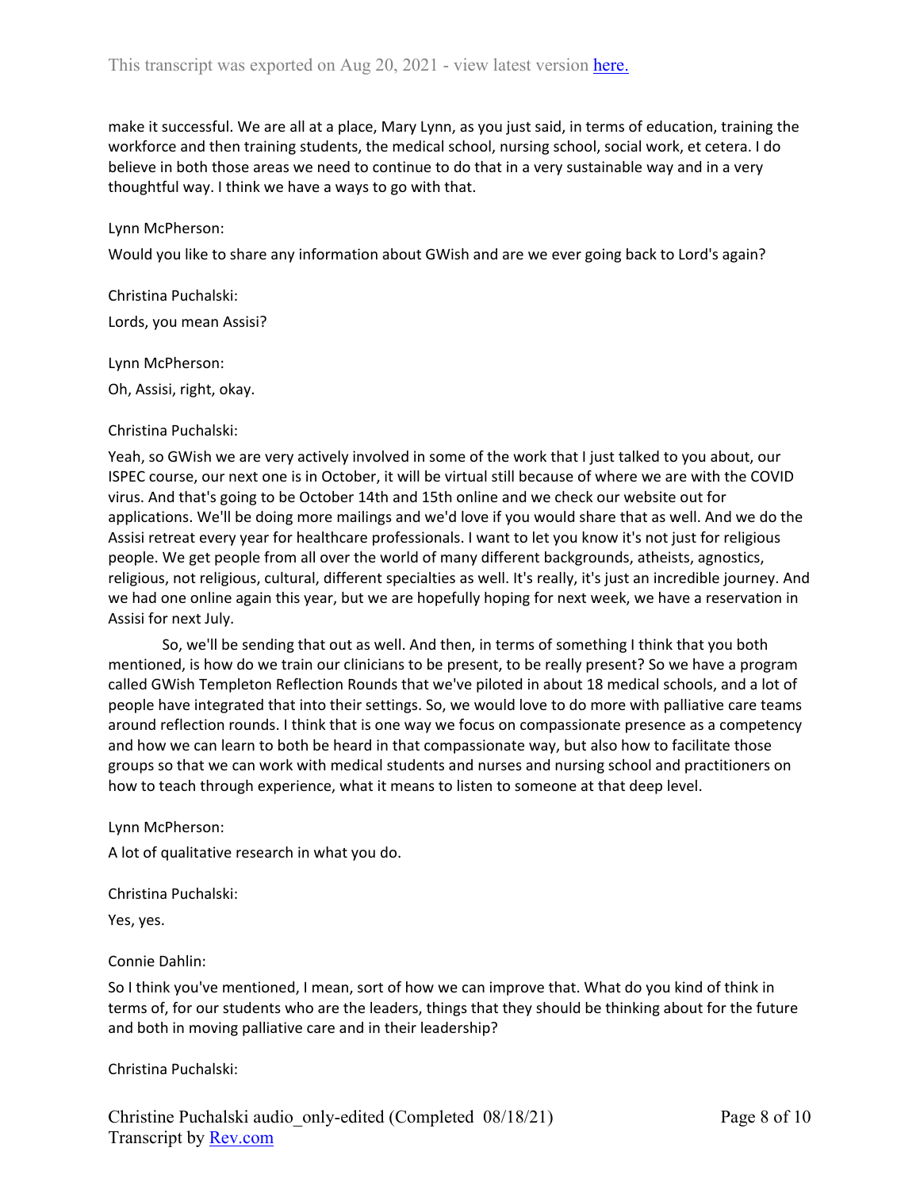make it successful. We are all at a place, Mary Lynn, as you just said, in terms of education, training the workforce and then training students, the medical school, nursing school, social work, et cetera. I do believe in both those areas we need to continue to do that in a very sustainable way and in a very thoughtful way. I think we have a ways to go with that.

Lynn McPherson:

Would you like to share any information about GWish and are we ever going back to Lord's again?

Christina Puchalski:

Lords, you mean Assisi?

Lynn McPherson:

Oh, Assisi, right, okay.

Christina Puchalski:

Yeah, so GWish we are very actively involved in some of the work that I just talked to you about, our ISPEC course, our next one is in October, it will be virtual still because of where we are with the COVID virus. And that's going to be October 14th and 15th online and we check our website out for applications. We'll be doing more mailings and we'd love if you would share that as well. And we do the Assisi retreat every year for healthcare professionals. I want to let you know it's not just for religious people. We get people from all over the world of many different backgrounds, atheists, agnostics, religious, not religious, cultural, different specialties as well. It's really, it's just an incredible journey. And we had one online again this year, but we are hopefully hoping for next week, we have a reservation in Assisi for next July.

So, we'll be sending that out as well. And then, in terms of something I think that you both mentioned, is how do we train our clinicians to be present, to be really present? So we have a program called GWish Templeton Reflection Rounds that we've piloted in about 18 medical schools, and a lot of people have integrated that into their settings. So, we would love to do more with palliative care teams around reflection rounds. I think that is one way we focus on compassionate presence as a competency and how we can learn to both be heard in that compassionate way, but also how to facilitate those groups so that we can work with medical students and nurses and nursing school and practitioners on how to teach through experience, what it means to listen to someone at that deep level.

Lynn McPherson:

A lot of qualitative research in what you do.

Christina Puchalski:

Yes, yes.

Connie Dahlin:

So I think you've mentioned, I mean, sort of how we can improve that. What do you kind of think in terms of, for our students who are the leaders, things that they should be thinking about for the future and both in moving palliative care and in their leadership?

Christina Puchalski: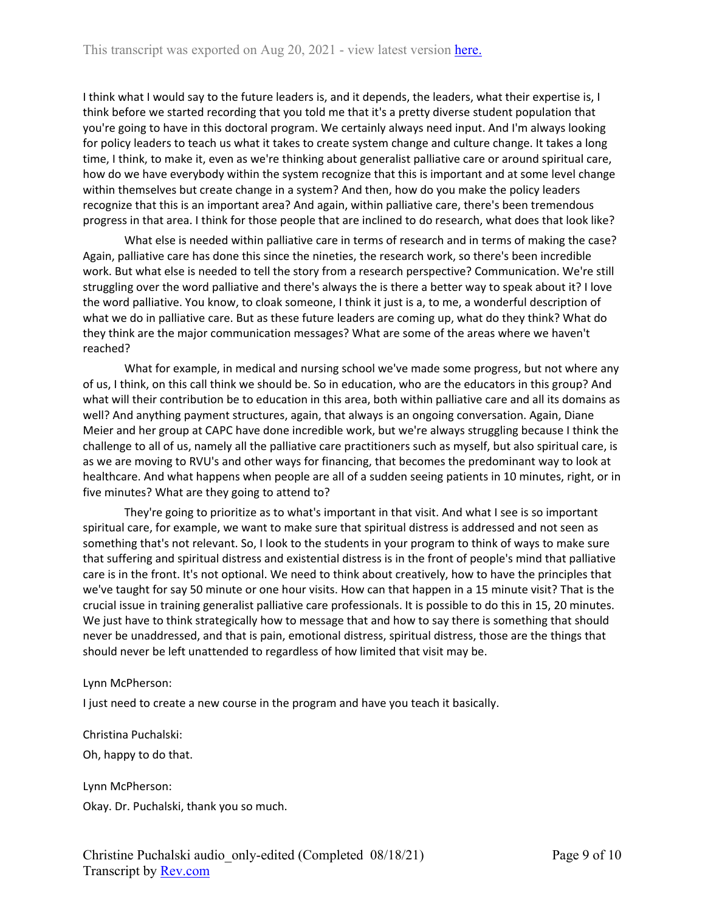I think what I would say to the future leaders is, and it depends, the leaders, what their expertise is, I think before we started recording that you told me that it's a pretty diverse student population that you're going to have in this doctoral program. We certainly always need input. And I'm always looking for policy leaders to teach us what it takes to create system change and culture change. It takes a long time, I think, to make it, even as we're thinking about generalist palliative care or around spiritual care, how do we have everybody within the system recognize that this is important and at some level change within themselves but create change in a system? And then, how do you make the policy leaders recognize that this is an important area? And again, within palliative care, there's been tremendous progress in that area. I think for those people that are inclined to do research, what does that look like?

What else is needed within palliative care in terms of research and in terms of making the case? Again, palliative care has done this since the nineties, the research work, so there's been incredible work. But what else is needed to tell the story from a research perspective? Communication. We're still struggling over the word palliative and there's always the is there a better way to speak about it? I love the word palliative. You know, to cloak someone, I think it just is a, to me, a wonderful description of what we do in palliative care. But as these future leaders are coming up, what do they think? What do they think are the major communication messages? What are some of the areas where we haven't reached?

What for example, in medical and nursing school we've made some progress, but not where any of us, I think, on this call think we should be. So in education, who are the educators in this group? And what will their contribution be to education in this area, both within palliative care and all its domains as well? And anything payment structures, again, that always is an ongoing conversation. Again, Diane Meier and her group at CAPC have done incredible work, but we're always struggling because I think the challenge to all of us, namely all the palliative care practitioners such as myself, but also spiritual care, is as we are moving to RVU's and other ways for financing, that becomes the predominant way to look at healthcare. And what happens when people are all of a sudden seeing patients in 10 minutes, right, or in five minutes? What are they going to attend to?

They're going to prioritize as to what's important in that visit. And what I see is so important spiritual care, for example, we want to make sure that spiritual distress is addressed and not seen as something that's not relevant. So, I look to the students in your program to think of ways to make sure that suffering and spiritual distress and existential distress is in the front of people's mind that palliative care is in the front. It's not optional. We need to think about creatively, how to have the principles that we've taught for say 50 minute or one hour visits. How can that happen in a 15 minute visit? That is the crucial issue in training generalist palliative care professionals. It is possible to do this in 15, 20 minutes. We just have to think strategically how to message that and how to say there is something that should never be unaddressed, and that is pain, emotional distress, spiritual distress, those are the things that should never be left unattended to regardless of how limited that visit may be.

Lynn McPherson:

I just need to create a new course in the program and have you teach it basically.

Christina Puchalski:

Oh, happy to do that.

Lynn McPherson:

Okay. Dr. Puchalski, thank you so much.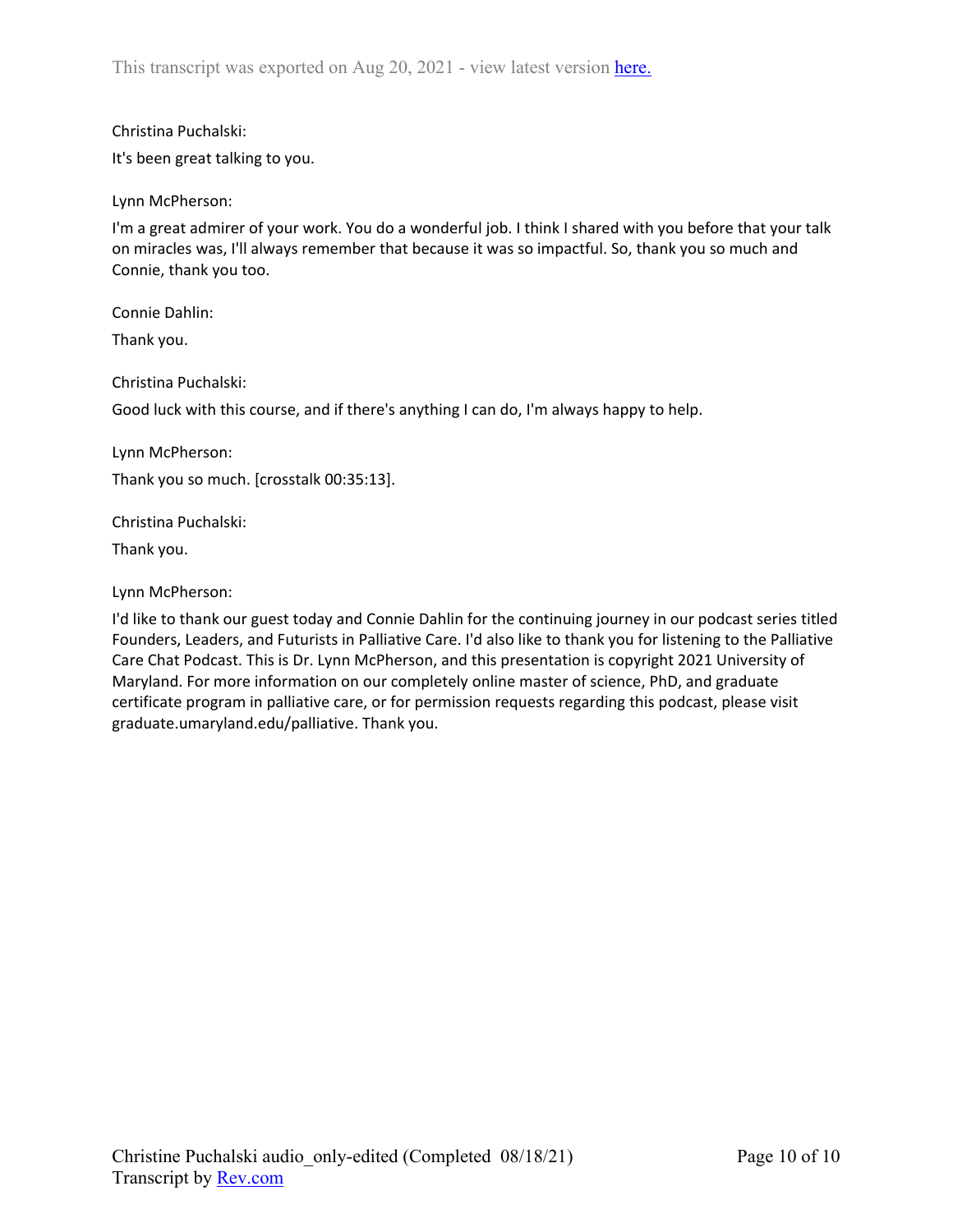Christina Puchalski:

It's been great talking to you.

Lynn McPherson:

I'm a great admirer of your work. You do a wonderful job. I think I shared with you before that your talk on miracles was, I'll always remember that because it was so impactful. So, thank you so much and Connie, thank you too.

Connie Dahlin:

Thank you.

Christina Puchalski:

Good luck with this course, and if there's anything I can do, I'm always happy to help.

Lynn McPherson:

Thank you so much. [crosstalk 00:35:13].

Christina Puchalski:

Thank you.

Lynn McPherson:

I'd like to thank our guest today and Connie Dahlin for the continuing journey in our podcast series titled Founders, Leaders, and Futurists in Palliative Care. I'd also like to thank you for listening to the Palliative Care Chat Podcast. This is Dr. Lynn McPherson, and this presentation is copyright 2021 University of Maryland. For more information on our completely online master of science, PhD, and graduate certificate program in palliative care, or for permission requests regarding this podcast, please visit graduate.umaryland.edu/palliative. Thank you.